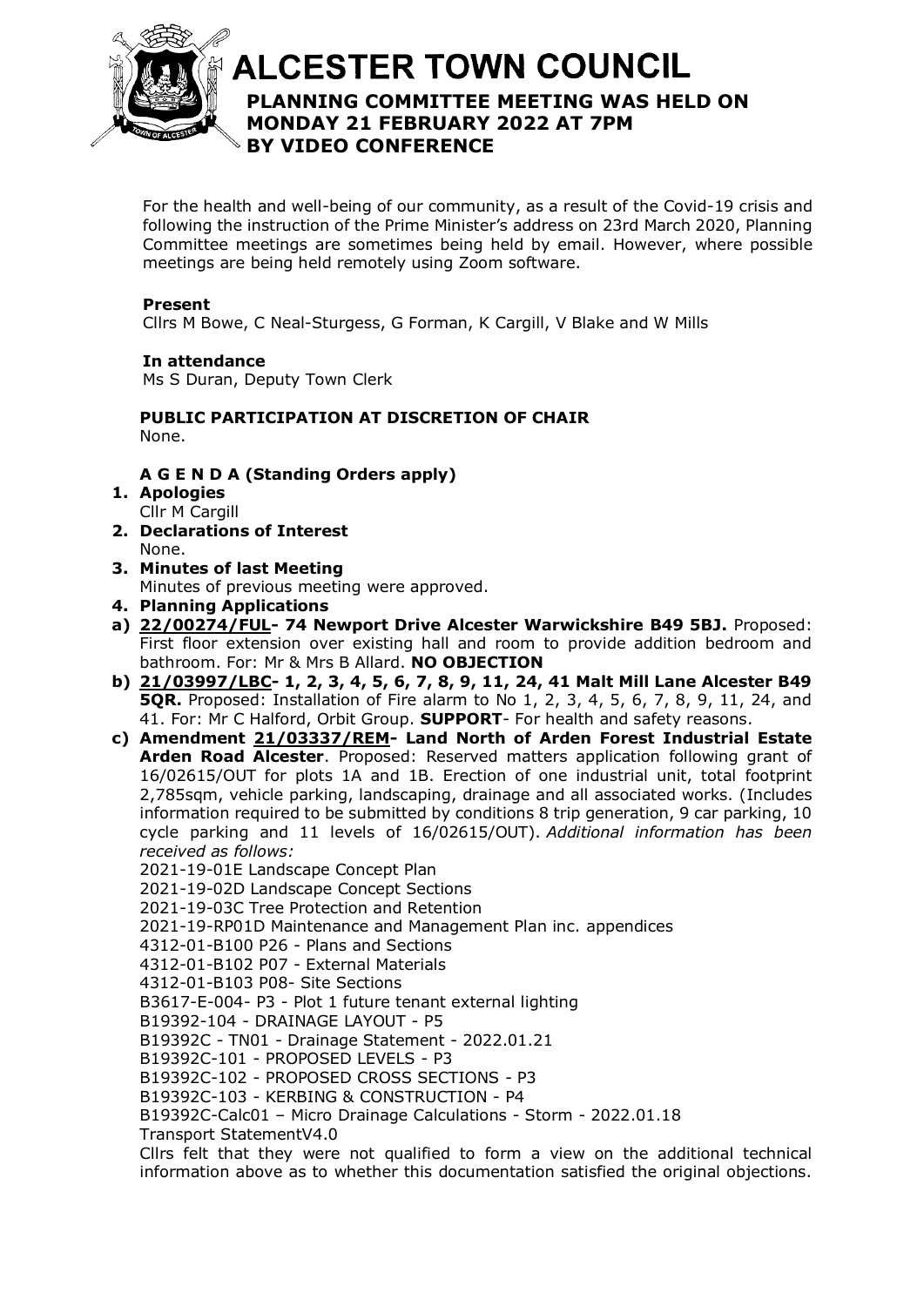# ALCESTER TOWN COUNCIL

## PLANNING COMMITTEE MEETING WAS HELD ON MONDAY 21 FEBRUARY 2022 AT 7PM BY VIDEO CONFERENCE

For the health and well-being of our community, as a result of the Covid-19 crisis and following the instruction of the Prime Minister's address on 23rd March 2020, Planning Committee meetings are sometimes being held by email. However, where possible meetings are being held remotely using Zoom software.

**Present**
Cllrs M Bowe, C Neal-Sturgess, G Forman, K Cargill, V Blake and W Mills

**In attendance**
Ms S Duran, Deputy Town Clerk

**PUBLIC PARTICIPATION AT DISCRETION OF CHAIR**
None.

**A G E N D A (Standing Orders apply)**

1. **Apologies**
   Cllr M Cargill
2. **Declarations of Interest**
   None.
3. **Minutes of last Meeting**
   Minutes of previous meeting were approved.
4. **Planning Applications**

a) **22/00274/FUL- 74 Newport Drive Alcester Warwickshire B49 5BJ.** Proposed: First floor extension over existing hall and room to provide addition bedroom and bathroom. For: Mr & Mrs B Allard. **NO OBJECTION**

b) **21/03997/LBC- 1, 2, 3, 4, 5, 6, 7, 8, 9, 11, 24, 41 Malt Mill Lane Alcester B49 5QR.** Proposed: Installation of Fire alarm to No 1, 2, 3, 4, 5, 6, 7, 8, 9, 11, 24, and 41. For: Mr C Halford, Orbit Group. **SUPPORT**- For health and safety reasons.

c) **Amendment 21/03337/REM- Land North of Arden Forest Industrial Estate Arden Road Alcester**. Proposed: Reserved matters application following grant of 16/02615/OUT for plots 1A and 1B. Erection of one industrial unit, total footprint 2,785sqm, vehicle parking, landscaping, drainage and all associated works. (Includes information required to be submitted by conditions 8 trip generation, 9 car parking, 10 cycle parking and 11 levels of 16/02615/OUT). *Additional information has been received as follows:*

2021-19-01E Landscape Concept Plan
2021-19-02D Landscape Concept Sections
2021-19-03C Tree Protection and Retention
2021-19-RP01D Maintenance and Management Plan inc. appendices
4312-01-B100 P26 - Plans and Sections
4312-01-B102 P07 - External Materials
4312-01-B103 P08- Site Sections
B3617-E-004- P3 - Plot 1 future tenant external lighting
B19392-104 - DRAINAGE LAYOUT - P5
B19392C - TN01 - Drainage Statement - 2022.01.21
B19392C-101 - PROPOSED LEVELS - P3
B19392C-102 - PROPOSED CROSS SECTIONS - P3
B19392C-103 - KERBING & CONSTRUCTION - P4
B19392C-Calc01 – Micro Drainage Calculations - Storm - 2022.01.18
Transport StatementV4.0

Cllrs felt that they were not qualified to form a view on the additional technical information above as to whether this documentation satisfied the original objections.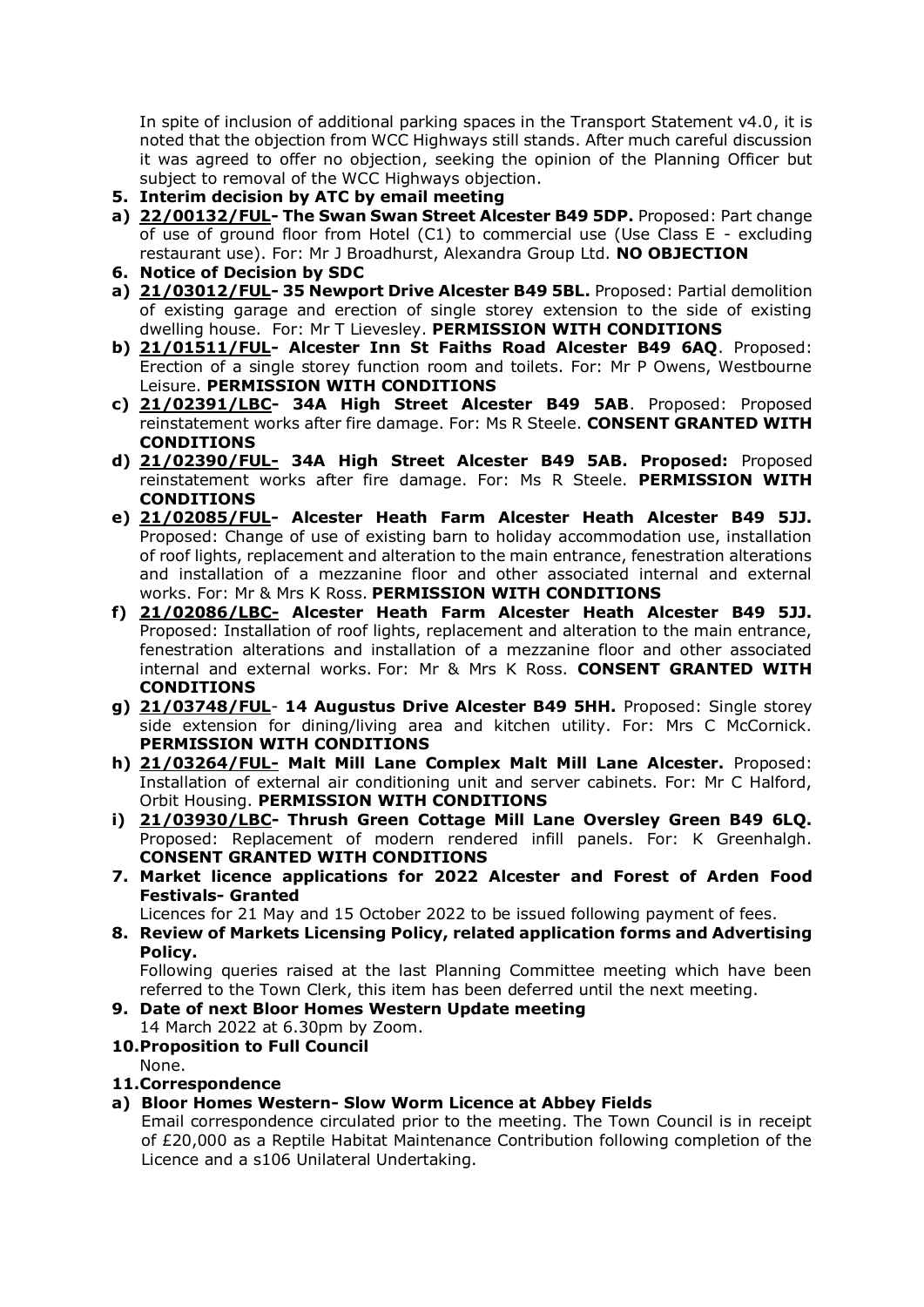In spite of inclusion of additional parking spaces in the Transport Statement v4.0, it is noted that the objection from WCC Highways still stands. After much careful discussion it was agreed to offer no objection, seeking the opinion of the Planning Officer but subject to removal of the WCC Highways objection.

**5. Interim decision by ATC by email meeting**

**a) 22/00132/FUL- The Swan Swan Street Alcester B49 5DP.** Proposed: Part change of use of ground floor from Hotel (C1) to commercial use (Use Class E - excluding restaurant use). For: Mr J Broadhurst, Alexandra Group Ltd. **NO OBJECTION**

**6. Notice of Decision by SDC**

**a) 21/03012/FUL- 35 Newport Drive Alcester B49 5BL.** Proposed: Partial demolition of existing garage and erection of single storey extension to the side of existing dwelling house. For: Mr T Lievesley. **PERMISSION WITH CONDITIONS**

**b) 21/01511/FUL- Alcester Inn St Faiths Road Alcester B49 6AQ**. Proposed: Erection of a single storey function room and toilets. For: Mr P Owens, Westbourne Leisure. **PERMISSION WITH CONDITIONS**

**c) 21/02391/LBC- 34A High Street Alcester B49 5AB**. Proposed: Proposed reinstatement works after fire damage. For: Ms R Steele. **CONSENT GRANTED WITH CONDITIONS**

**d) 21/02390/FUL- 34A High Street Alcester B49 5AB. Proposed:** Proposed reinstatement works after fire damage. For: Ms R Steele. **PERMISSION WITH CONDITIONS**

**e) 21/02085/FUL- Alcester Heath Farm Alcester Heath Alcester B49 5JJ.** Proposed: Change of use of existing barn to holiday accommodation use, installation of roof lights, replacement and alteration to the main entrance, fenestration alterations and installation of a mezzanine floor and other associated internal and external works. For: Mr & Mrs K Ross. **PERMISSION WITH CONDITIONS**

**f) 21/02086/LBC- Alcester Heath Farm Alcester Heath Alcester B49 5JJ.** Proposed: Installation of roof lights, replacement and alteration to the main entrance, fenestration alterations and installation of a mezzanine floor and other associated internal and external works. For: Mr & Mrs K Ross. **CONSENT GRANTED WITH CONDITIONS**

**g) 21/03748/FUL- 14 Augustus Drive Alcester B49 5HH.** Proposed: Single storey side extension for dining/living area and kitchen utility. For: Mrs C McCornick. **PERMISSION WITH CONDITIONS**

**h) 21/03264/FUL- Malt Mill Lane Complex Malt Mill Lane Alcester.** Proposed: Installation of external air conditioning unit and server cabinets. For: Mr C Halford, Orbit Housing. **PERMISSION WITH CONDITIONS**

**i) 21/03930/LBC- Thrush Green Cottage Mill Lane Oversley Green B49 6LQ.** Proposed: Replacement of modern rendered infill panels. For: K Greenhalgh. **CONSENT GRANTED WITH CONDITIONS**

**7. Market licence applications for 2022 Alcester and Forest of Arden Food Festivals- Granted**

Licences for 21 May and 15 October 2022 to be issued following payment of fees.

**8. Review of Markets Licensing Policy, related application forms and Advertising Policy.**

Following queries raised at the last Planning Committee meeting which have been referred to the Town Clerk, this item has been deferred until the next meeting.

**9. Date of next Bloor Homes Western Update meeting**

14 March 2022 at 6.30pm by Zoom.

**10. Proposition to Full Council**

None.

**11. Correspondence**

**a) Bloor Homes Western- Slow Worm Licence at Abbey Fields**

Email correspondence circulated prior to the meeting. The Town Council is in receipt of £20,000 as a Reptile Habitat Maintenance Contribution following completion of the Licence and a s106 Unilateral Undertaking.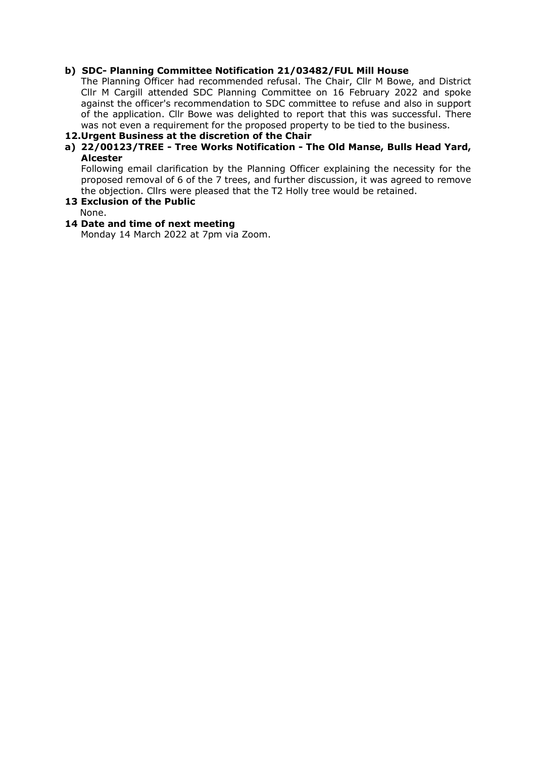**b) SDC- Planning Committee Notification 21/03482/FUL Mill House**

The Planning Officer had recommended refusal. The Chair, Cllr M Bowe, and District Cllr M Cargill attended SDC Planning Committee on 16 February 2022 and spoke against the officer's recommendation to SDC committee to refuse and also in support of the application. Cllr Bowe was delighted to report that this was successful. There was not even a requirement for the proposed property to be tied to the business.

**12. Urgent Business at the discretion of the Chair**

**a) 22/00123/TREE - Tree Works Notification - The Old Manse, Bulls Head Yard, Alcester**

Following email clarification by the Planning Officer explaining the necessity for the proposed removal of 6 of the 7 trees, and further discussion, it was agreed to remove the objection. Cllrs were pleased that the T2 Holly tree would be retained.

**13 Exclusion of the Public**

None.

**14 Date and time of next meeting**

Monday 14 March 2022 at 7pm via Zoom.